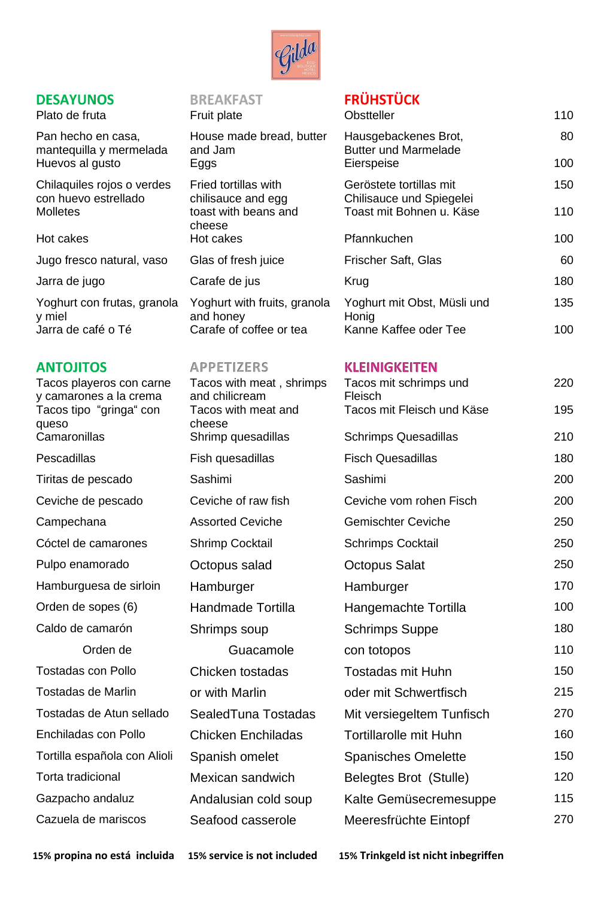| DESAYUNOS | BREAKFAST | FRÜHSTÜCK | |
|---|---|---|---|
| Plato de fruta | Fruit plate | Obstteller | 110 |
| Pan hecho en casa, mantequilla y mermelada | House made bread, butter and Jam | Hausgebackenes Brot, Butter und Marmelade | 80 |
| Huevos al gusto | Eggs | Eierspeise | 100 |
| Chilaquiles rojos o verdes con huevo estrellado | Fried tortillas with chilisauce and egg | Geröstete tortillas mit Chilisauce und Spiegelei | 150 |
| Molletes | toast with beans and cheese | Toast mit Bohnen u. Käse | 110 |
| Hot cakes | Hot cakes | Pfannkuchen | 100 |
| Jugo fresco natural, vaso | Glas of fresh juice | Frischer Saft, Glas | 60 |
| Jarra de jugo | Carafe de jus | Krug | 180 |
| Yoghurt con frutas, granola y miel | Yoghurt with fruits, granola and honey | Yoghurt mit Obst, Müsli und Honig | 135 |
| Jarra de café o Té | Carafe of coffee or tea | Kanne Kaffee oder Tee | 100 |

| ANTOJITOS | APPETIZERS | KLEINIGKEITEN | |
|---|---|---|---|
| Tacos playeros con carne y camarones a la crema | Tacos with meat , shrimps and chilicream | Tacos mit schrimps und Fleisch | 220 |
| Tacos tipo "gringa" con queso | Tacos with meat and cheese | Tacos mit Fleisch und Käse | 195 |
| Camaronillas | Shrimp quesadillas | Schrimps Quesadillas | 210 |
| Pescadillas | Fish quesadillas | Fisch Quesadillas | 180 |
| Tiritas de pescado | Sashimi | Sashimi | 200 |
| Ceviche de pescado | Ceviche of raw fish | Ceviche vom rohen Fisch | 200 |
| Campechana | Assorted Ceviche | Gemischter Ceviche | 250 |
| Cóctel de camarones | Shrimp Cocktail | Schrimps Cocktail | 250 |
| Pulpo enamorado | Octopus salad | Octopus Salat | 250 |
| Hamburguesa de sirloin | Hamburger | Hamburger | 170 |
| Orden de sopes (6) | Handmade Tortilla | Hangemachte Tortilla | 100 |
| Caldo de camarón | Shrimps soup | Schrimps Suppe | 180 |
| Orden de | Guacamole | con totopos | 110 |
| Tostadas con Pollo | Chicken tostadas | Tostadas mit Huhn | 150 |
| Tostadas de Marlin | or with Marlin | oder mit Schwertfisch | 215 |
| Tostadas de Atun sellado | SealedTuna Tostadas | Mit versiegeltem Tunfisch | 270 |
| Enchiladas con Pollo | Chicken Enchiladas | Tortillarolle mit Huhn | 160 |
| Tortilla española con Alioli | Spanish omelet | Spanisches Omelette | 150 |
| Torta tradicional | Mexican sandwich | Belegtes Brot (Stulle) | 120 |
| Gazpacho andaluz | Andalusian cold soup | Kalte Gemüsecremesuppe | 115 |
| Cazuela de mariscos | Seafood casserole | Meeresfrüchte Eintopf | 270 |

**15% propina no está incluida** **15% service is not included** **15% Trinkgeld ist nicht inbegriffen**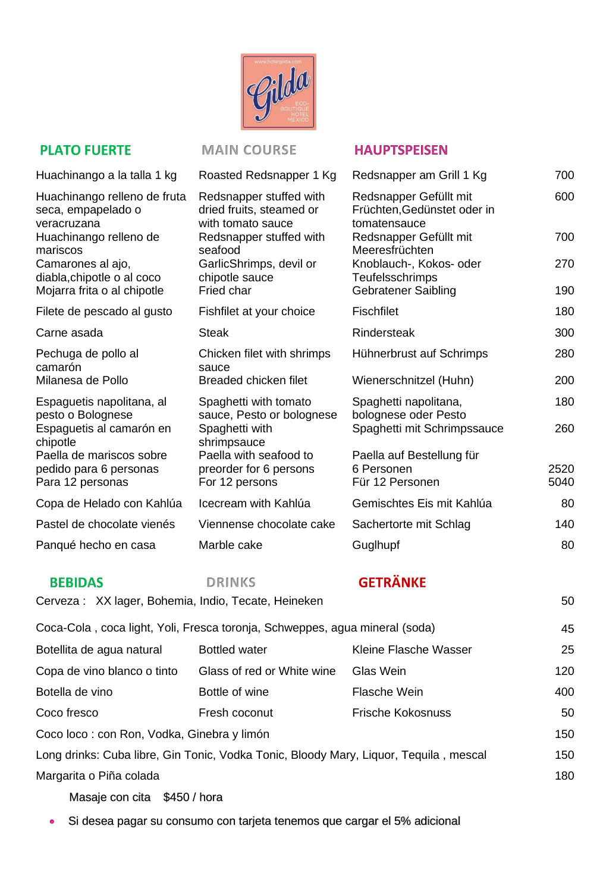Gilda

www.hotelgilda.com

ECO-BOUTIQUE HOTEL MEXICO

| PLATO FUERTE | MAIN COURSE | HAUPTSPEISEN | |
|---|---|---|---|
| Huachinango a la talla 1 kg | Roasted Redsnapper 1 Kg | Redsnapper am Grill 1 Kg | 700 |
| Huachinango relleno de fruta seca, empapelado o veracruzana | Redsnapper stuffed with dried fruits, steamed or with tomato sauce | Redsnapper Gefüllt mit Früchten,Gedünstet oder in tomatensauce | 600 |
| Huachinango relleno de mariscos | Redsnapper stuffed with seafood | Redsnapper Gefüllt mit Meeresfrüchten | 700 |
| Camarones al ajo, diabla,chipotle o al coco | GarlicShrimps, devil or chipotle sauce | Knoblauch-, Kokos- oder Teufelsschrimps | 270 |
| Mojarra frita o al chipotle | Fried char | Gebratener Saibling | 190 |
| Filete de pescado al gusto | Fishfilet at your choice | Fischfilet | 180 |
| Carne asada | Steak | Rindersteak | 300 |
| Pechuga de pollo al camarón | Chicken filet with shrimps sauce | Hühnerbrust auf Schrimps | 280 |
| Milanesa de Pollo | Breaded chicken filet | Wienerschnitzel (Huhn) | 200 |
| Espaguetis napolitana, al pesto o Bolognese | Spaghetti with tomato sauce, Pesto or bolognese | Spaghetti napolitana, bolognese oder Pesto | 180 |
| Espaguetis al camarón en chipotle | Spaghetti with shrimpsauce | Spaghetti mit Schrimpssauce | 260 |
| Paella de mariscos sobre pedido para 6 personas | Paella with seafood to preorder for 6 persons | Paella auf Bestellung für 6 Personen | 2520 |
| Para 12 personas | For 12 persons | Für 12 Personen | 5040 |
| Copa de Helado con Kahlúa | Icecream with Kahlúa | Gemischtes Eis mit Kahlúa | 80 |
| Pastel de chocolate vienés | Viennense chocolate cake | Sachertorte mit Schlag | 140 |
| Panqué hecho en casa | Marble cake | Guglhupf | 80 |

| BEBIDAS | DRINKS | GETRÄNKE | |
|---|---|---|---|
| Cerveza : XX lager, Bohemia, Indio, Tecate, Heineken | | | 50 |
| Coca-Cola , coca light, Yoli, Fresca toronja, Schweppes, agua mineral (soda) | | | 45 |
| Botellita de agua natural | Bottled water | Kleine Flasche Wasser | 25 |
| Copa de vino blanco o tinto | Glass of red or White wine | Glas Wein | 120 |
| Botella de vino | Bottle of wine | Flasche Wein | 400 |
| Coco fresco | Fresh coconut | Frische Kokosnuss | 50 |
| Coco loco : con Ron, Vodka, Ginebra y limón | | | 150 |
| Long drinks: Cuba libre, Gin Tonic, Vodka Tonic, Bloody Mary, Liquor, Tequila , mescal | | | 150 |
| Margarita o Piña colada | | | 180 |

Masaje con cita $450 / hora

- Si desea pagar su consumo con tarjeta tenemos que cargar el 5% adicional